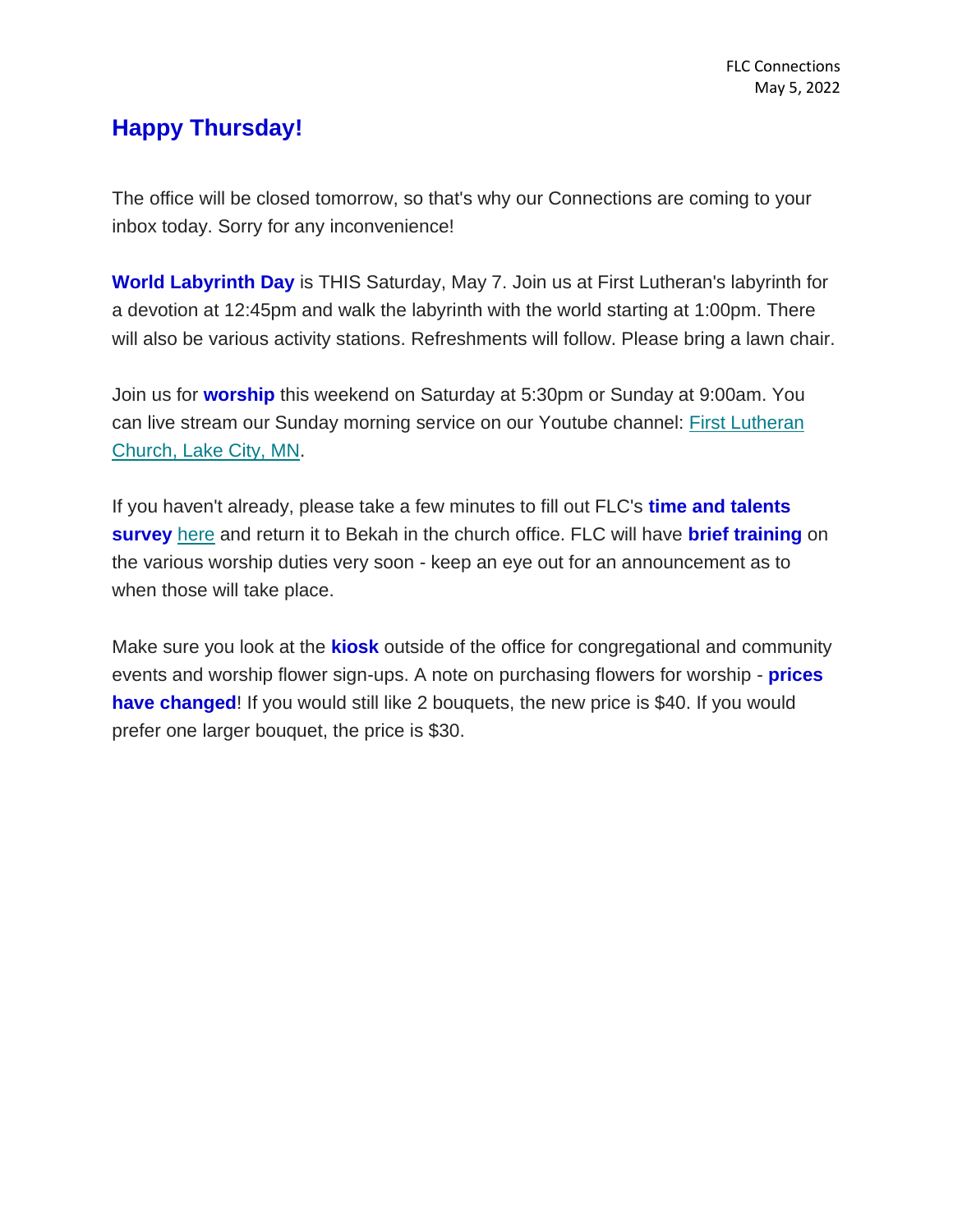FLC Connections
May 5, 2022

## Happy Thursday!

The office will be closed tomorrow, so that's why our Connections are coming to your inbox today. Sorry for any inconvenience!

**World Labyrinth Day** is THIS Saturday, May 7. Join us at First Lutheran's labyrinth for a devotion at 12:45pm and walk the labyrinth with the world starting at 1:00pm. There will also be various activity stations. Refreshments will follow. Please bring a lawn chair.

Join us for **worship** this weekend on Saturday at 5:30pm or Sunday at 9:00am. You can live stream our Sunday morning service on our Youtube channel: First Lutheran Church, Lake City, MN.

If you haven't already, please take a few minutes to fill out FLC's **time and talents survey** here and return it to Bekah in the church office. FLC will have **brief training** on the various worship duties very soon - keep an eye out for an announcement as to when those will take place.

Make sure you look at the **kiosk** outside of the office for congregational and community events and worship flower sign-ups. A note on purchasing flowers for worship - **prices have changed**! If you would still like 2 bouquets, the new price is $40. If you would prefer one larger bouquet, the price is $30.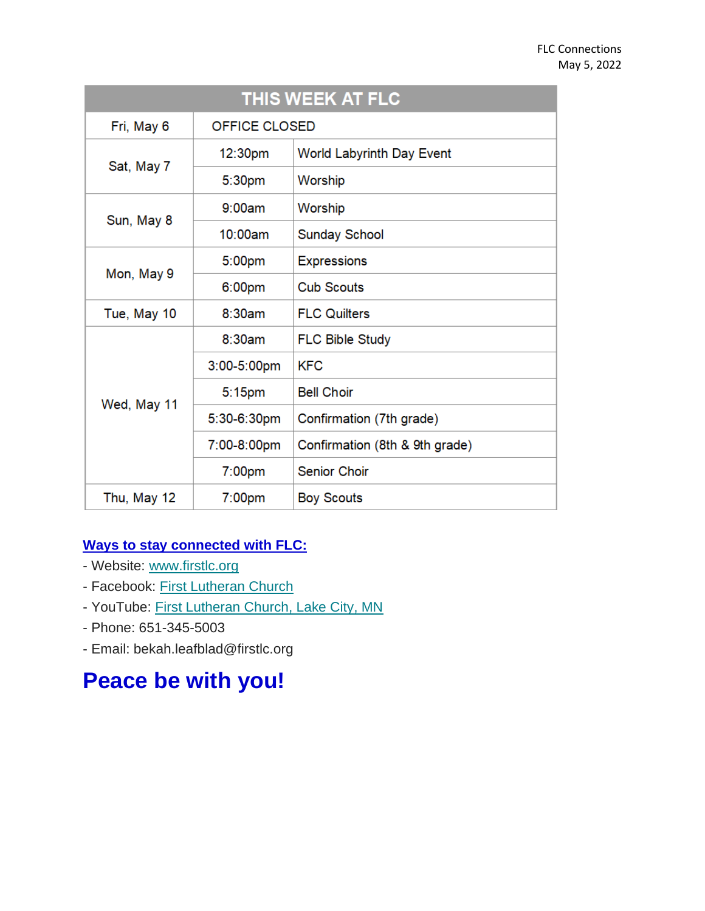| THIS WEEK AT FLC | | |
|---|---|---|
| Fri, May 6 | OFFICE CLOSED | |
| Sat, May 7 | 12:30pm | World Labyrinth Day Event |
| | 5:30pm | Worship |
| Sun, May 8 | 9:00am | Worship |
| | 10:00am | Sunday School |
| Mon, May 9 | 5:00pm | Expressions |
| | 6:00pm | Cub Scouts |
| Tue, May 10 | 8:30am | FLC Quilters |
| Wed, May 11 | 8:30am | FLC Bible Study |
| | 3:00-5:00pm | KFC |
| | 5:15pm | Bell Choir |
| | 5:30-6:30pm | Confirmation (7th grade) |
| | 7:00-8:00pm | Confirmation (8th & 9th grade) |
| | 7:00pm | Senior Choir |
| Thu, May 12 | 7:00pm | Boy Scouts |

**Ways to stay connected with FLC:**

- Website: www.firstlc.org
- Facebook: First Lutheran Church
- YouTube: First Lutheran Church, Lake City, MN
- Phone: 651-345-5003
- Email: bekah.leafblad@firstlc.org

# Peace be with you!